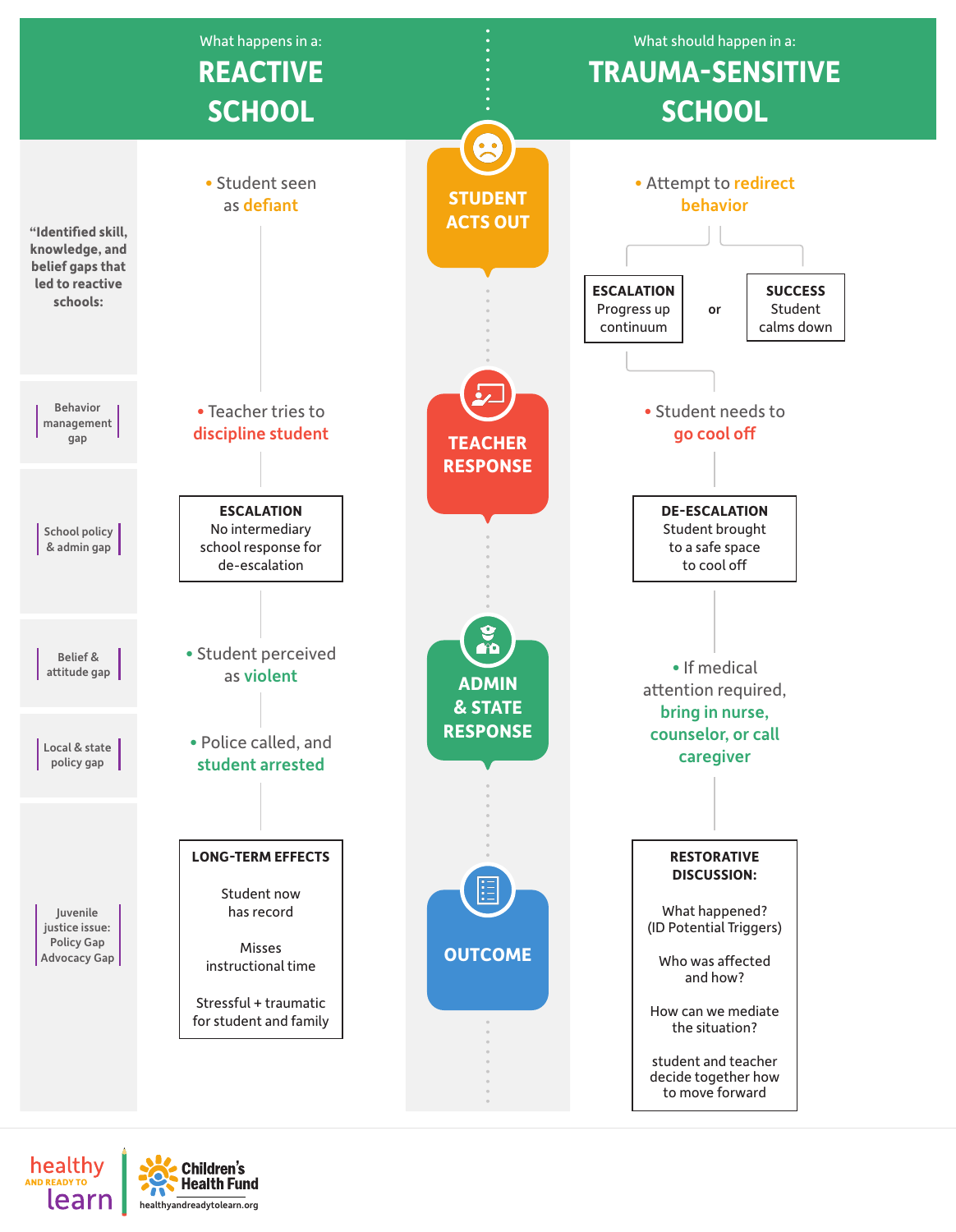# What happens in a: REACTIVE SCHOOL vs. What should happen in a: TRAUMA-SENSITIVE SCHOOL

| "Identified skill, knowledge, and belief gaps that led to reactive schools: | REACTIVE SCHOOL | | TRAUMA-SENSITIVE SCHOOL |
|---|---|---|---|
| | • Student seen as **defiant** | **STUDENT ACTS OUT** | • Attempt to **redirect behavior**<br>**ESCALATION** Progress up continuum *or* **SUCCESS** Student calms down |
| Behavior management gap | • Teacher tries to **discipline student** | **TEACHER RESPONSE** | • Student needs to **go cool off** |
| School policy & admin gap | **ESCALATION** No intermediary school response for de-escalation | | **DE-ESCALATION** Student brought to a safe space to cool off |
| Belief & attitude gap | • Student perceived as **violent** | **ADMIN & STATE RESPONSE** | • If medical attention required, **bring in nurse, counselor, or call caregiver** |
| Local & state policy gap | • Police called, and **student arrested** | | |
| Juvenile justice issue: Policy Gap Advocacy Gap | **LONG-TERM EFFECTS**<br>Student now has record<br>Misses instructional time<br>Stressful + traumatic for student and family | **OUTCOME** | **RESTORATIVE DISCUSSION:**<br>What happened? (ID Potential Triggers)<br>Who was affected and how?<br>How can we mediate the situation?<br>student and teacher decide together how to move forward |

healthy AND READY TO learn | Children's Health Fund | healthyandreadytolearn.org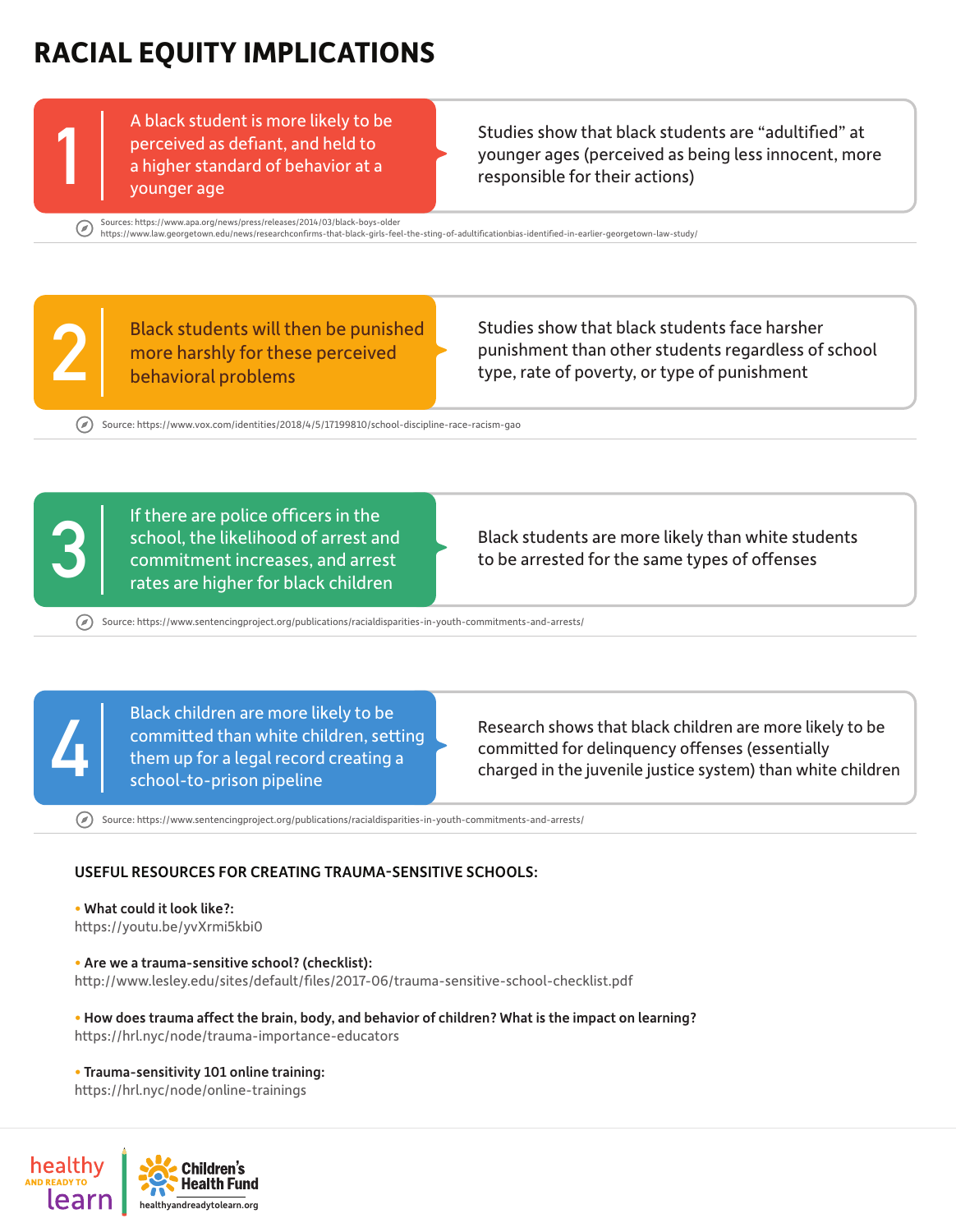# RACIAL EQUITY IMPLICATIONS

## 1

A black student is more likely to be perceived as defiant, and held to a higher standard of behavior at a younger age

Studies show that black students are "adultified" at younger ages (perceived as being less innocent, more responsible for their actions)

Sources: https://www.apa.org/news/press/releases/2014/03/black-boys-older
https://www.law.georgetown.edu/news/researchconfirms-that-black-girls-feel-the-sting-of-adultificationbias-identified-in-earlier-georgetown-law-study/

## 2

Black students will then be punished more harshly for these perceived behavioral problems

Studies show that black students face harsher punishment than other students regardless of school type, rate of poverty, or type of punishment

Source: https://www.vox.com/identities/2018/4/5/17199810/school-discipline-race-racism-gao

## 3

If there are police officers in the school, the likelihood of arrest and commitment increases, and arrest rates are higher for black children

Black students are more likely than white students to be arrested for the same types of offenses

Source: https://www.sentencingproject.org/publications/racialdisparities-in-youth-commitments-and-arrests/

## 4

Black children are more likely to be committed than white children, setting them up for a legal record creating a school-to-prison pipeline

Research shows that black children are more likely to be committed for delinquency offenses (essentially charged in the juvenile justice system) than white children

Source: https://www.sentencingproject.org/publications/racialdisparities-in-youth-commitments-and-arrests/

### USEFUL RESOURCES FOR CREATING TRAUMA-SENSITIVE SCHOOLS:

- **What could it look like?:**
  https://youtu.be/yvXrmi5kbi0
- **Are we a trauma-sensitive school? (checklist):**
  http://www.lesley.edu/sites/default/files/2017-06/trauma-sensitive-school-checklist.pdf
- **How does trauma affect the brain, body, and behavior of children? What is the impact on learning?**
  https://hrl.nyc/node/trauma-importance-educators
- **Trauma-sensitivity 101 online training:**
  https://hrl.nyc/node/online-trainings

healthy AND READY TO learn | Children's Health Fund
healthyandreadytolearn.org